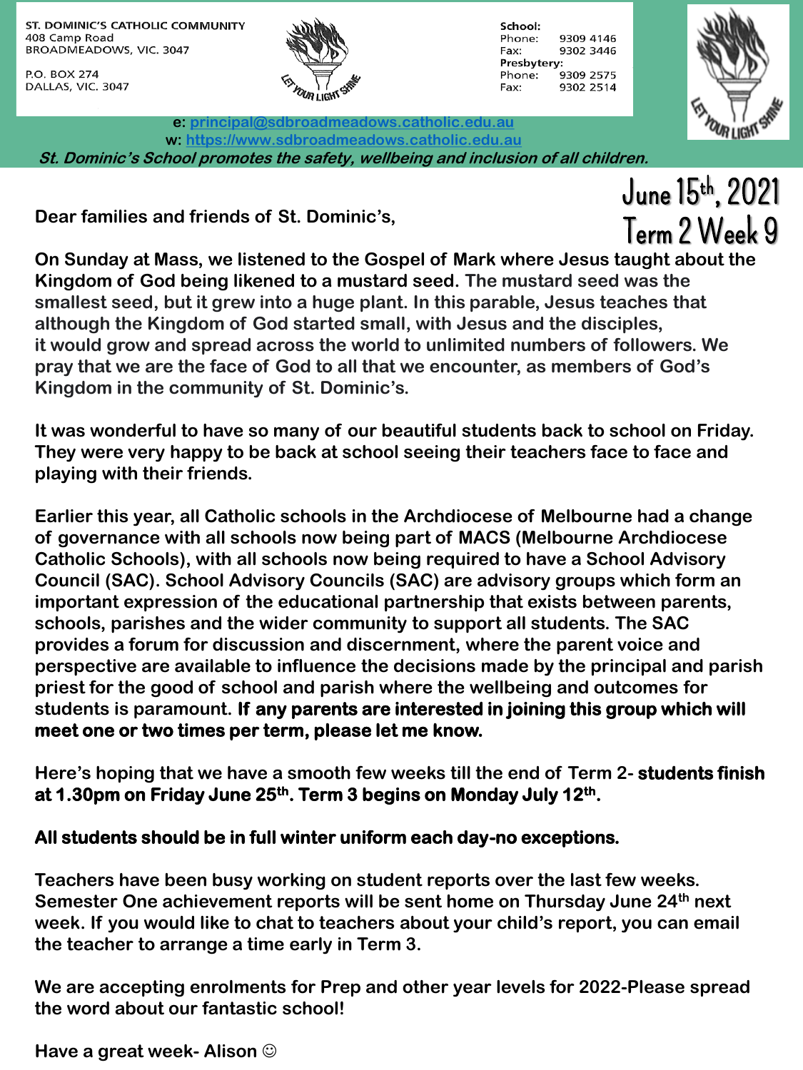ST. DOMINIC'S CATHOLIC COMMUNITY
408 Camp Road
BROADMEADOWS, VIC. 3047

P.O. BOX 274
DALLAS, VIC. 3047

LET YOUR LIGHT SHINE

**School:**
Phone: 9309 4146
Fax: 9302 3446
**Presbytery:**
Phone: 9309 2575
Fax: 9302 2514

e: principal@sdbroadmeadows.catholic.edu.au
w: https://www.sdbroadmeadows.catholic.edu.au

***St. Dominic's School promotes the safety, wellbeing and inclusion of all children.***

June 15th, 2021
Term 2 Week 9

**Dear families and friends of St. Dominic's,**

**On Sunday at Mass, we listened to the Gospel of Mark where Jesus taught about the Kingdom of God being likened to a mustard seed. The mustard seed was the smallest seed, but it grew into a huge plant. In this parable, Jesus teaches that although the Kingdom of God started small, with Jesus and the disciples, it would grow and spread across the world to unlimited numbers of followers. We pray that we are the face of God to all that we encounter, as members of God's Kingdom in the community of St. Dominic's.**

**It was wonderful to have so many of our beautiful students back to school on Friday. They were very happy to be back at school seeing their teachers face to face and playing with their friends.**

**Earlier this year, all Catholic schools in the Archdiocese of Melbourne had a change of governance with all schools now being part of MACS (Melbourne Archdiocese Catholic Schools), with all schools now being required to have a School Advisory Council (SAC). School Advisory Councils (SAC) are advisory groups which form an important expression of the educational partnership that exists between parents, schools, parishes and the wider community to support all students. The SAC provides a forum for discussion and discernment, where the parent voice and perspective are available to influence the decisions made by the principal and parish priest for the good of school and parish where the wellbeing and outcomes for students is paramount. If any parents are interested in joining this group which will meet one or two times per term, please let me know.**

**Here's hoping that we have a smooth few weeks till the end of Term 2- students finish at 1.30pm on Friday June 25th. Term 3 begins on Monday July 12th.**

**All students should be in full winter uniform each day-no exceptions.**

**Teachers have been busy working on student reports over the last few weeks. Semester One achievement reports will be sent home on Thursday June 24th next week. If you would like to chat to teachers about your child's report, you can email the teacher to arrange a time early in Term 3.**

**We are accepting enrolments for Prep and other year levels for 2022-Please spread the word about our fantastic school!**

**Have a great week- Alison ☺**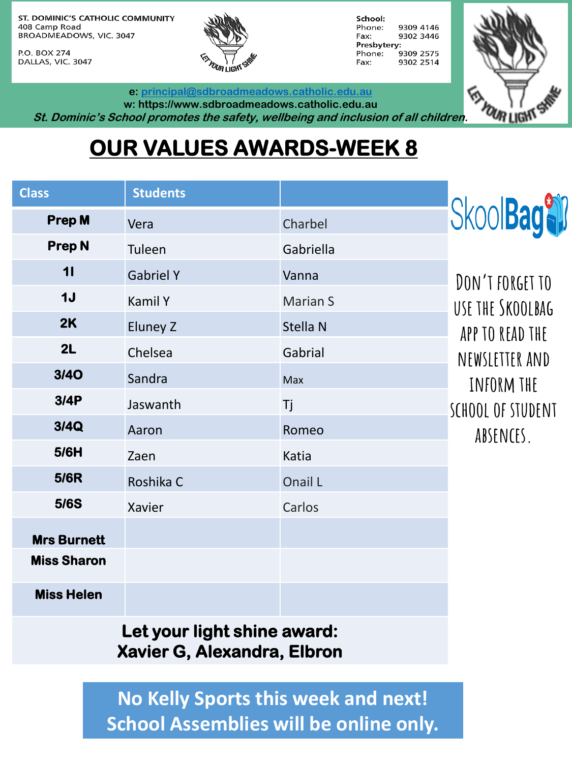ST. DOMINIC'S CATHOLIC COMMUNITY
408 Camp Road
BROADMEADOWS, VIC. 3047

P.O. BOX 274
DALLAS, VIC. 3047

LET YOUR LIGHT SHINE

School:
Phone: 9309 4146
Fax: 9302 3446
Presbytery:
Phone: 9309 2575
Fax: 9302 2514

e: principal@sdbroadmeadows.catholic.edu.au
w: https://www.sdbroadmeadows.catholic.edu.au

*St. Dominic's School promotes the safety, wellbeing and inclusion of all children.*

# OUR VALUES AWARDS-WEEK 8

| Class | Students | |
|---|---|---|
| **Prep M** | Vera | Charbel |
| **Prep N** | Tuleen | Gabriella |
| **1I** | Gabriel Y | Vanna |
| **1J** | Kamil Y | Marian S |
| **2K** | Eluney Z | Stella N |
| **2L** | Chelsea | Gabrial |
| **3/4O** | Sandra | Max |
| **3/4P** | Jaswanth | Tj |
| **3/4Q** | Aaron | Romeo |
| **5/6H** | Zaen | Katia |
| **5/6R** | Roshika C | Onail L |
| **5/6S** | Xavier | Carlos |
| **Mrs Burnett** | | |
| **Miss Sharon** | | |
| **Miss Helen** | | |

**Let your light shine award:**
**Xavier G, Alexandra, Elbron**

SkoolBag

Don't forget to use the Skoolbag app to read the newsletter and inform the school of student absences.

**No Kelly Sports this week and next!**
**School Assemblies will be online only.**